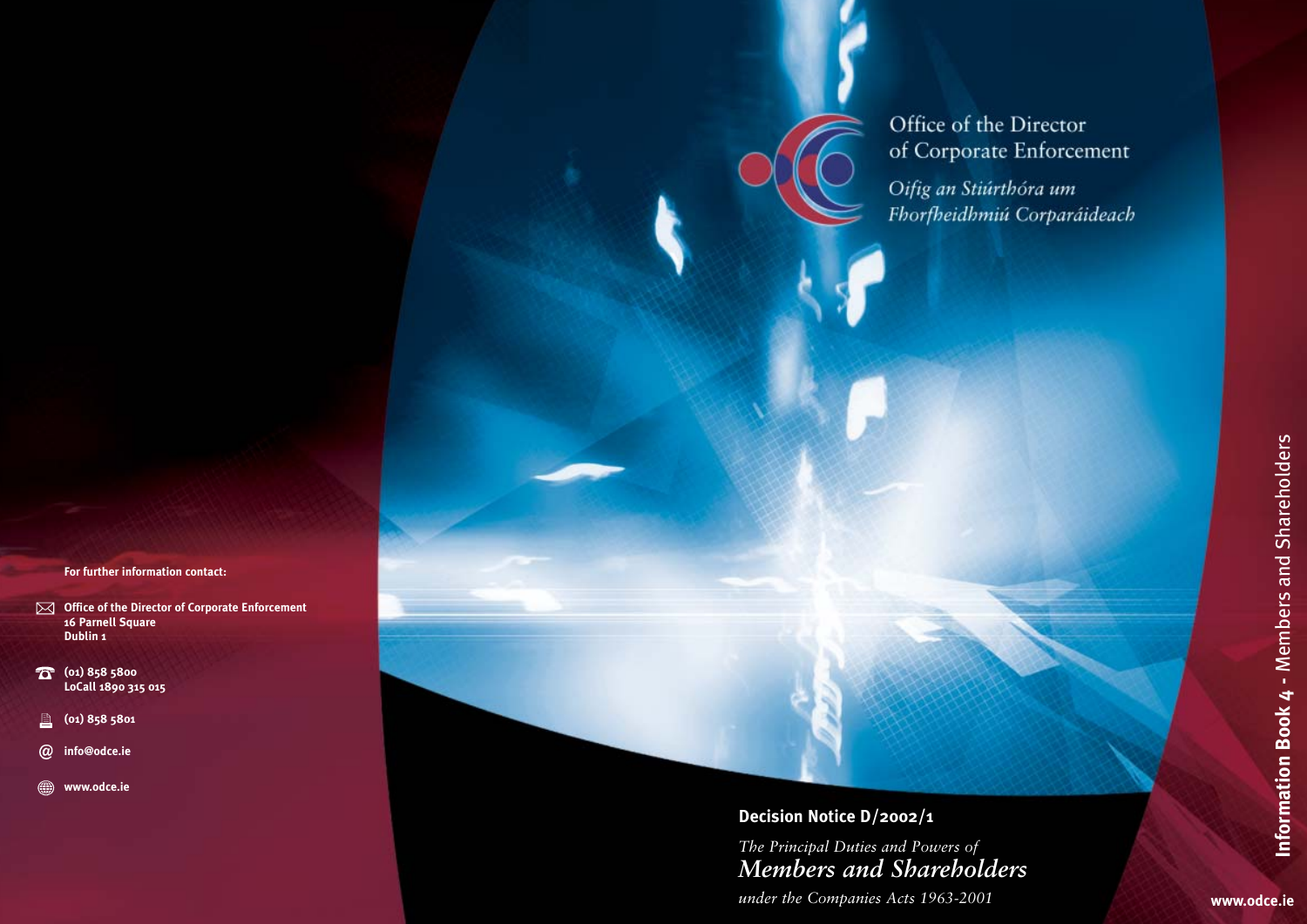Office of the Director
of Corporate Enforcement

*Oifig an Stiúrthóra um*
*Fhorfheidhmiú Corparáideach*

**Decision Notice D/2002/1**

*The Principal Duties and Powers of*

# *Members and Shareholders*

*under the Companies Acts 1963-2001*

**For further information contact:**

**Office of the Director of Corporate Enforcement**
**16 Parnell Square**
**Dublin 1**

**(01) 858 5800**
**LoCall 1890 315 015**

**(01) 858 5801**

**info@odce.ie**

**www.odce.ie**

**Information Book 4** - Members and Shareholders

**www.odce.ie**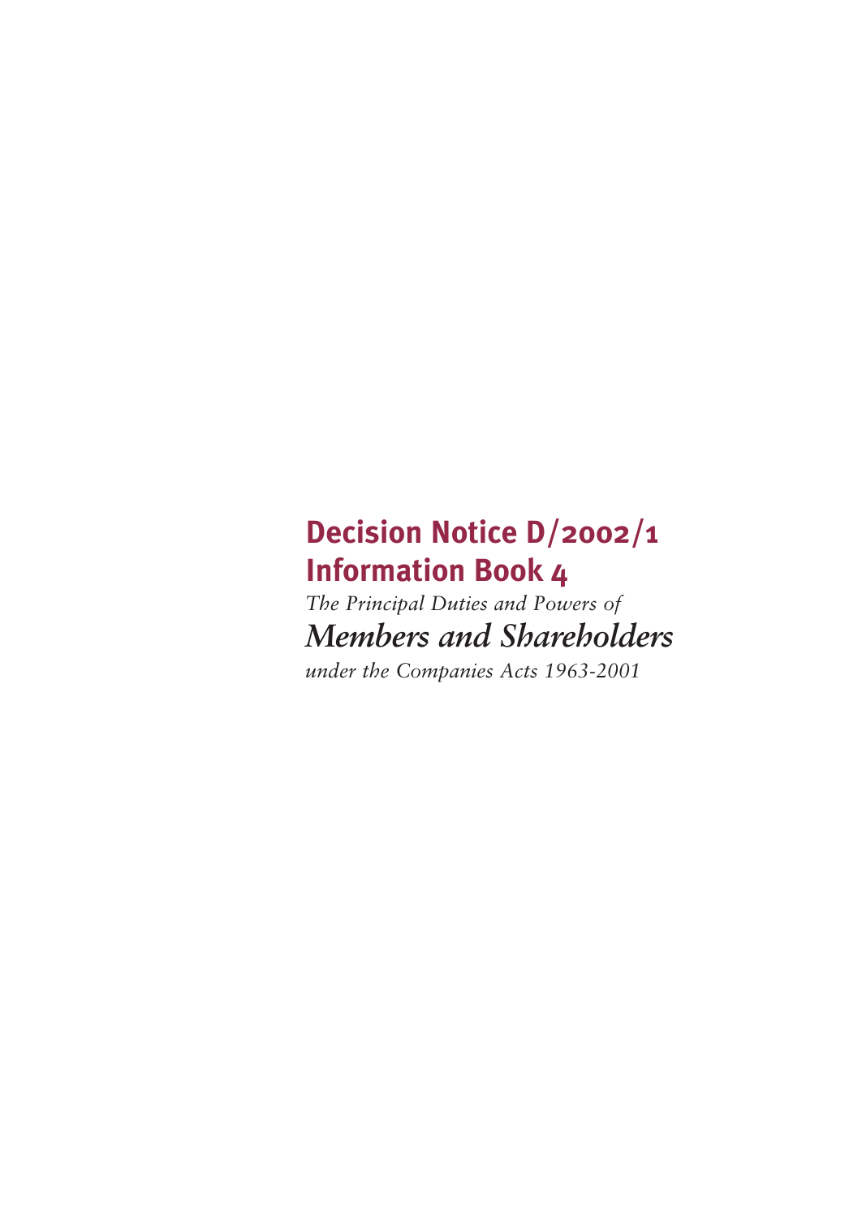# Decision Notice D/2002/1
# Information Book 4

*The Principal Duties and Powers of*

## *Members and Shareholders*

*under the Companies Acts 1963-2001*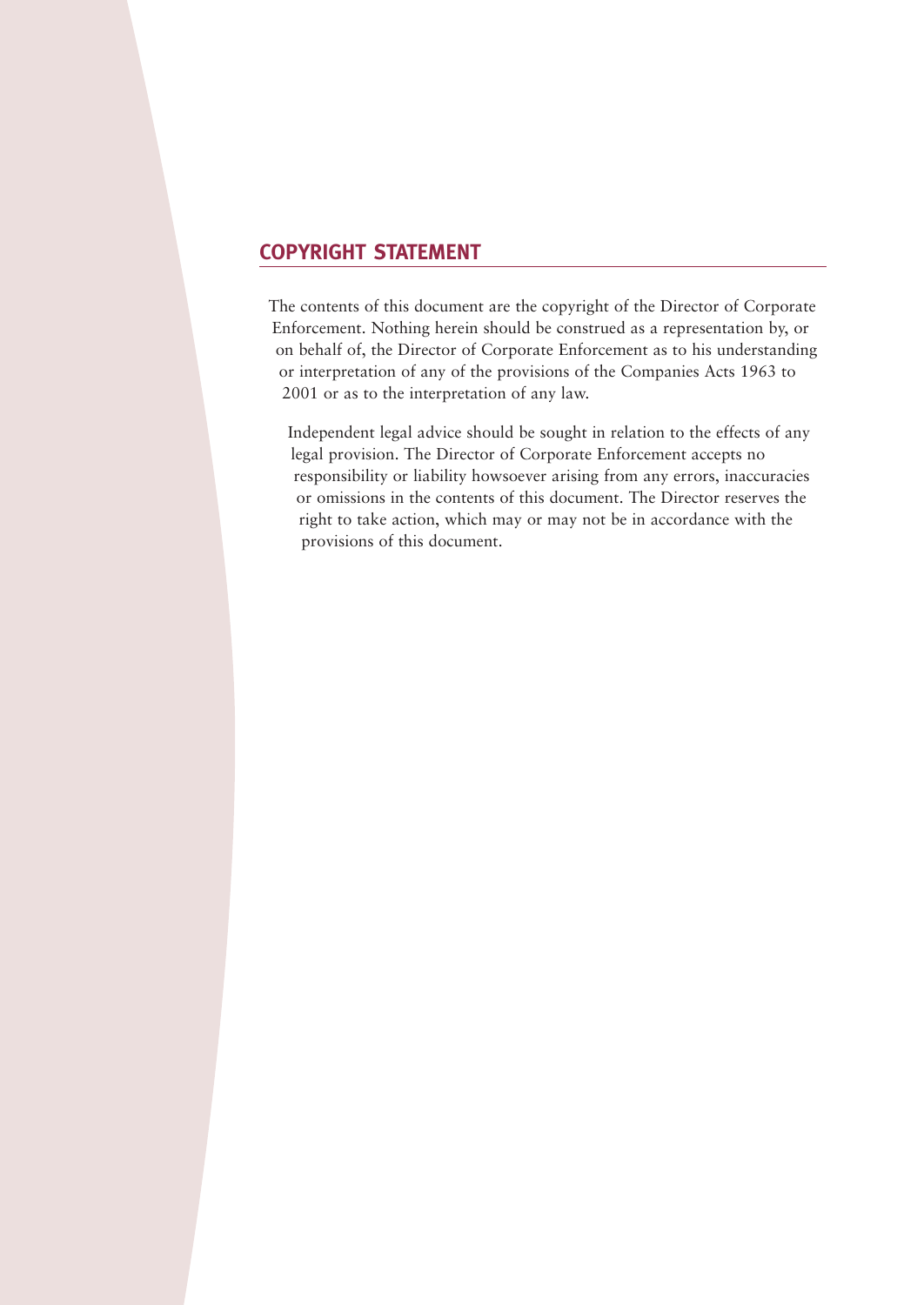## COPYRIGHT STATEMENT

The contents of this document are the copyright of the Director of Corporate Enforcement. Nothing herein should be construed as a representation by, or on behalf of, the Director of Corporate Enforcement as to his understanding or interpretation of any of the provisions of the Companies Acts 1963 to 2001 or as to the interpretation of any law.

Independent legal advice should be sought in relation to the effects of any legal provision. The Director of Corporate Enforcement accepts no responsibility or liability howsoever arising from any errors, inaccuracies or omissions in the contents of this document. The Director reserves the right to take action, which may or may not be in accordance with the provisions of this document.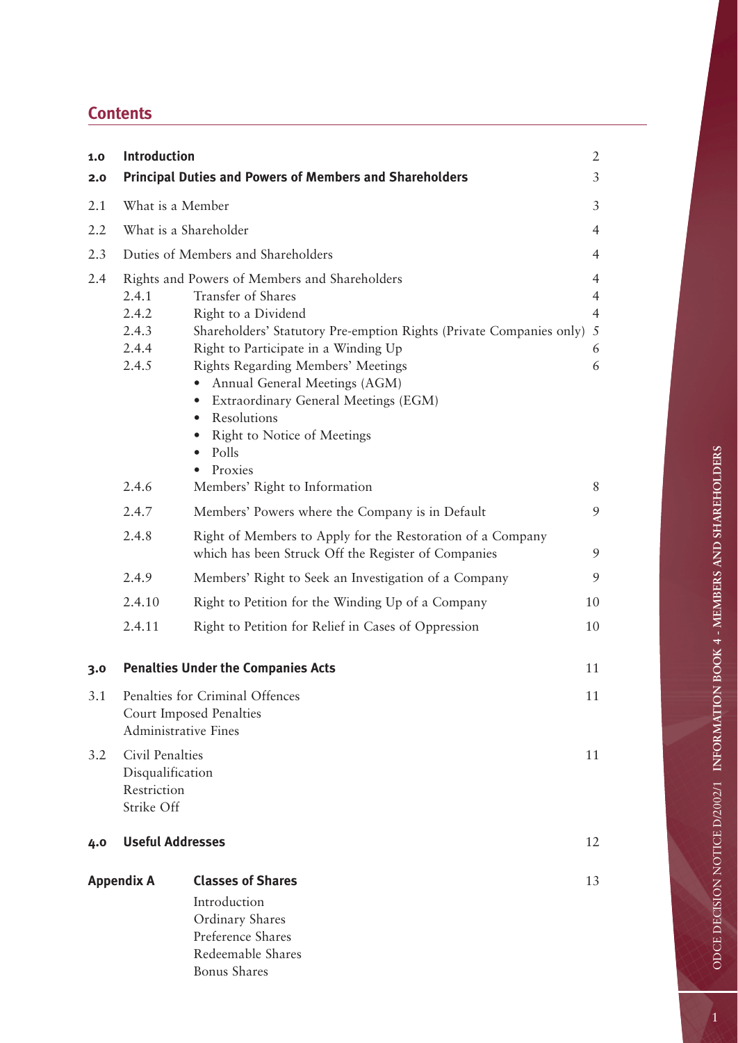## Contents

| | | | |
|---|---|---|---|
| **1.0** | **Introduction** | | 2 |
| **2.0** | **Principal Duties and Powers of Members and Shareholders** | | 3 |
| 2.1 | What is a Member | | 3 |
| 2.2 | What is a Shareholder | | 4 |
| 2.3 | Duties of Members and Shareholders | | 4 |
| 2.4 | Rights and Powers of Members and Shareholders | | 4 |
| | 2.4.1 | Transfer of Shares | 4 |
| | 2.4.2 | Right to a Dividend | 4 |
| | 2.4.3 | Shareholders' Statutory Pre-emption Rights (Private Companies only) | 5 |
| | 2.4.4 | Right to Participate in a Winding Up | 6 |
| | 2.4.5 | Rights Regarding Members' Meetings<br>• Annual General Meetings (AGM)<br>• Extraordinary General Meetings (EGM)<br>• Resolutions<br>• Right to Notice of Meetings<br>• Polls<br>• Proxies | 6 |
| | 2.4.6 | Members' Right to Information | 8 |
| | 2.4.7 | Members' Powers where the Company is in Default | 9 |
| | 2.4.8 | Right of Members to Apply for the Restoration of a Company which has been Struck Off the Register of Companies | 9 |
| | 2.4.9 | Members' Right to Seek an Investigation of a Company | 9 |
| | 2.4.10 | Right to Petition for the Winding Up of a Company | 10 |
| | 2.4.11 | Right to Petition for Relief in Cases of Oppression | 10 |
| **3.0** | **Penalties Under the Companies Acts** | | 11 |
| 3.1 | Penalties for Criminal Offences<br>Court Imposed Penalties<br>Administrative Fines | | 11 |
| 3.2 | Civil Penalties<br>Disqualification<br>Restriction<br>Strike Off | | 11 |
| **4.0** | **Useful Addresses** | | 12 |
| **Appendix A** | | **Classes of Shares**<br>Introduction<br>Ordinary Shares<br>Preference Shares<br>Redeemable Shares<br>Bonus Shares | 13 |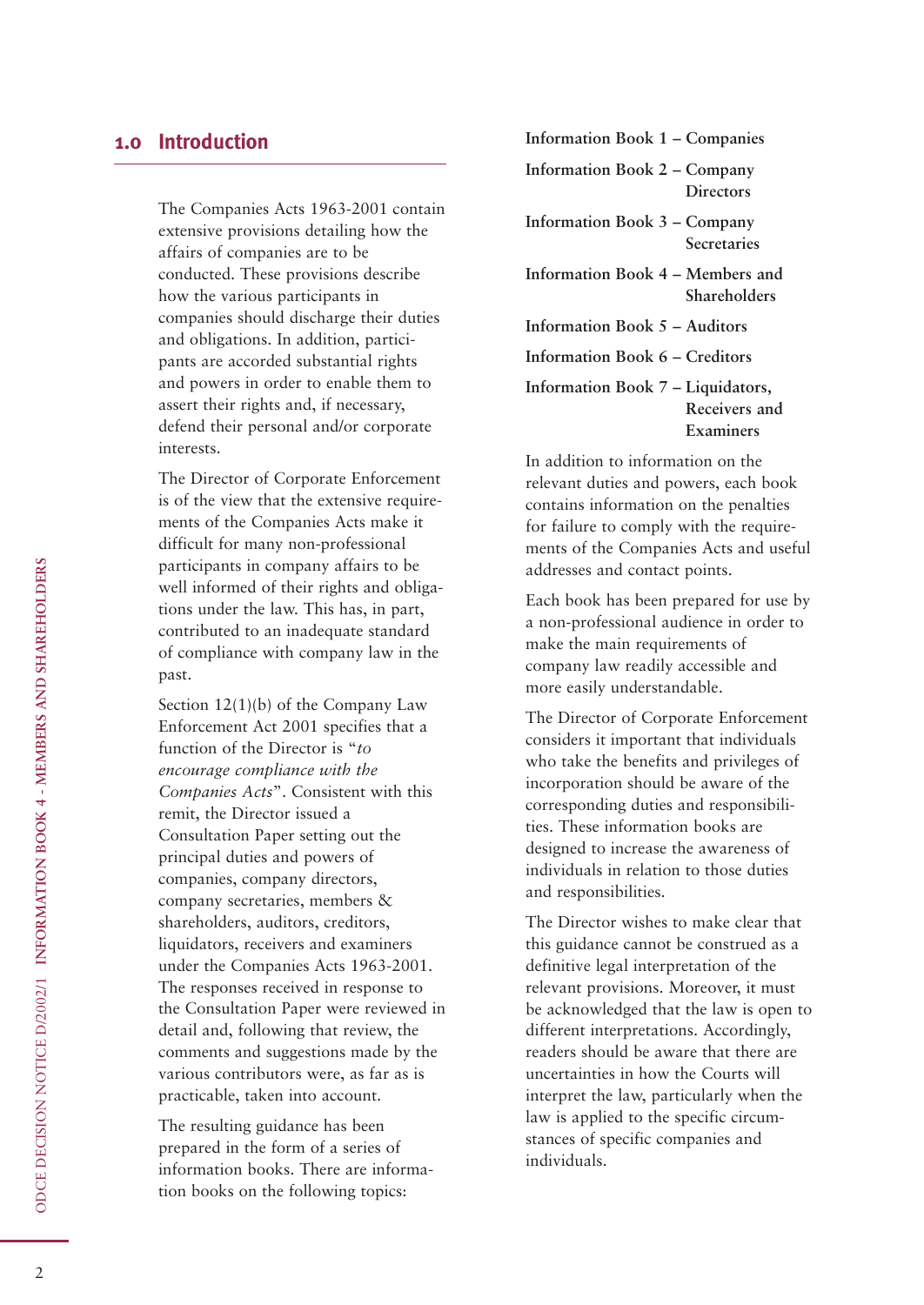## 1.0 Introduction

The Companies Acts 1963-2001 contain extensive provisions detailing how the affairs of companies are to be conducted. These provisions describe how the various participants in companies should discharge their duties and obligations. In addition, participants are accorded substantial rights and powers in order to enable them to assert their rights and, if necessary, defend their personal and/or corporate interests.

The Director of Corporate Enforcement is of the view that the extensive requirements of the Companies Acts make it difficult for many non-professional participants in company affairs to be well informed of their rights and obligations under the law. This has, in part, contributed to an inadequate standard of compliance with company law in the past.

Section 12(1)(b) of the Company Law Enforcement Act 2001 specifies that a function of the Director is "*to encourage compliance with the Companies Acts*". Consistent with this remit, the Director issued a Consultation Paper setting out the principal duties and powers of companies, company directors, company secretaries, members & shareholders, auditors, creditors, liquidators, receivers and examiners under the Companies Acts 1963-2001. The responses received in response to the Consultation Paper were reviewed in detail and, following that review, the comments and suggestions made by the various contributors were, as far as is practicable, taken into account.

The resulting guidance has been prepared in the form of a series of information books. There are information books on the following topics:

**Information Book 1 – Companies**

**Information Book 2 – Company Directors**

**Information Book 3 – Company Secretaries**

**Information Book 4 – Members and Shareholders**

**Information Book 5 – Auditors**

**Information Book 6 – Creditors**

**Information Book 7 – Liquidators, Receivers and Examiners**

In addition to information on the relevant duties and powers, each book contains information on the penalties for failure to comply with the requirements of the Companies Acts and useful addresses and contact points.

Each book has been prepared for use by a non-professional audience in order to make the main requirements of company law readily accessible and more easily understandable.

The Director of Corporate Enforcement considers it important that individuals who take the benefits and privileges of incorporation should be aware of the corresponding duties and responsibilities. These information books are designed to increase the awareness of individuals in relation to those duties and responsibilities.

The Director wishes to make clear that this guidance cannot be construed as a definitive legal interpretation of the relevant provisions. Moreover, it must be acknowledged that the law is open to different interpretations. Accordingly, readers should be aware that there are uncertainties in how the Courts will interpret the law, particularly when the law is applied to the specific circumstances of specific companies and individuals.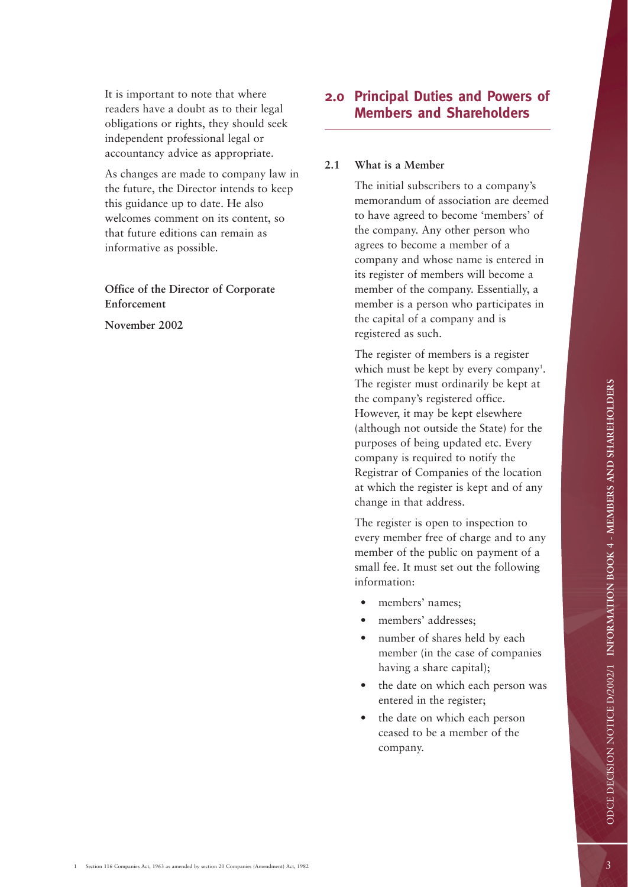It is important to note that where readers have a doubt as to their legal obligations or rights, they should seek independent professional legal or accountancy advice as appropriate.

As changes are made to company law in the future, the Director intends to keep this guidance up to date. He also welcomes comment on its content, so that future editions can remain as informative as possible.

**Office of the Director of Corporate Enforcement**

**November 2002**

## 2.0 Principal Duties and Powers of Members and Shareholders

### 2.1 What is a Member

The initial subscribers to a company's memorandum of association are deemed to have agreed to become 'members' of the company. Any other person who agrees to become a member of a company and whose name is entered in its register of members will become a member of the company. Essentially, a member is a person who participates in the capital of a company and is registered as such.

The register of members is a register which must be kept by every company[1]. The register must ordinarily be kept at the company's registered office. However, it may be kept elsewhere (although not outside the State) for the purposes of being updated etc. Every company is required to notify the Registrar of Companies of the location at which the register is kept and of any change in that address.

The register is open to inspection to every member free of charge and to any member of the public on payment of a small fee. It must set out the following information:

- members' names;
- members' addresses;
- number of shares held by each member (in the case of companies having a share capital);
- the date on which each person was entered in the register;
- the date on which each person ceased to be a member of the company.

1 Section 116 Companies Act, 1963 as amended by section 20 Companies (Amendment) Act, 1982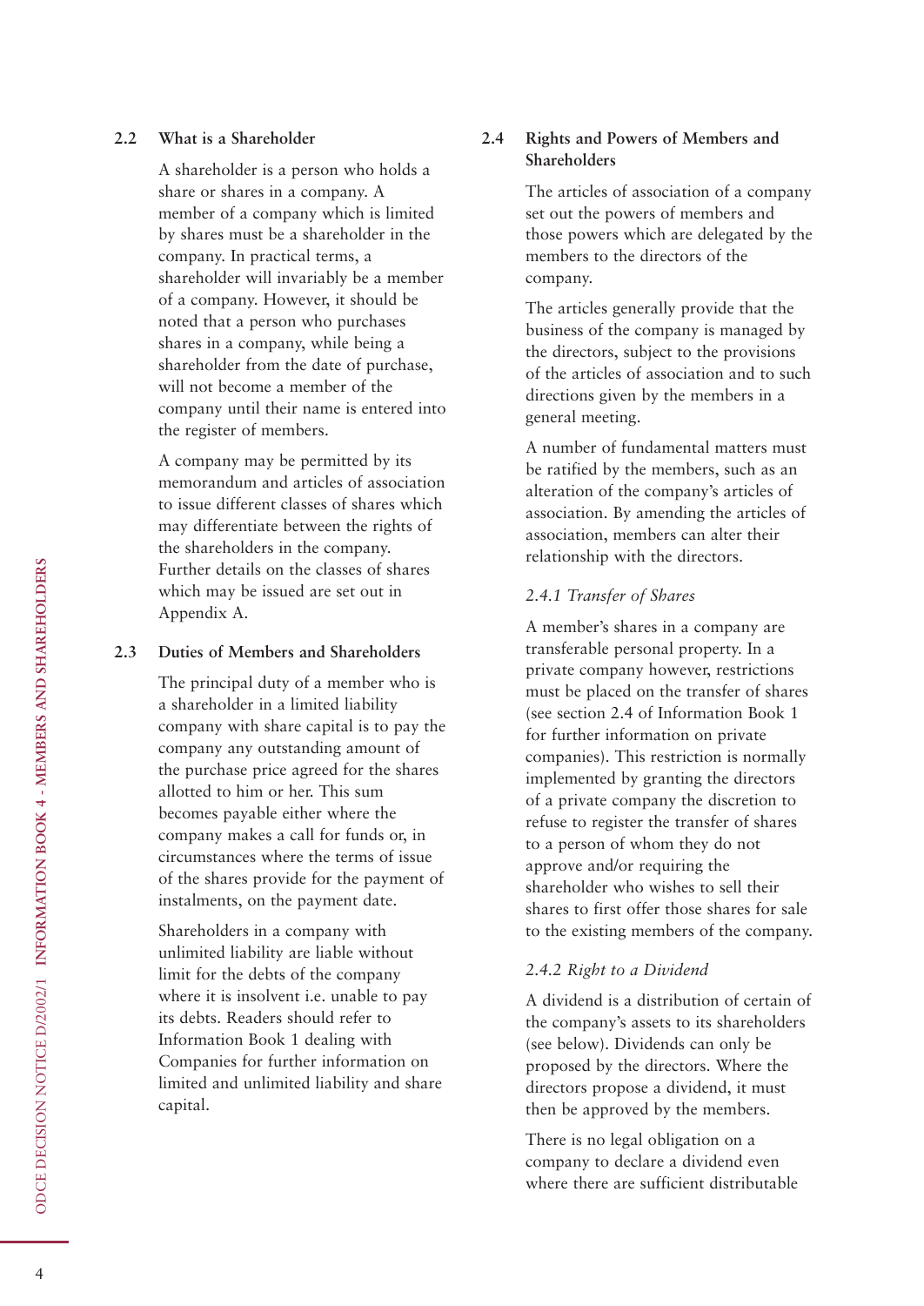## 2.2 What is a Shareholder

A shareholder is a person who holds a share or shares in a company. A member of a company which is limited by shares must be a shareholder in the company. In practical terms, a shareholder will invariably be a member of a company. However, it should be noted that a person who purchases shares in a company, while being a shareholder from the date of purchase, will not become a member of the company until their name is entered into the register of members.

A company may be permitted by its memorandum and articles of association to issue different classes of shares which may differentiate between the rights of the shareholders in the company. Further details on the classes of shares which may be issued are set out in Appendix A.

## 2.3 Duties of Members and Shareholders

The principal duty of a member who is a shareholder in a limited liability company with share capital is to pay the company any outstanding amount of the purchase price agreed for the shares allotted to him or her. This sum becomes payable either where the company makes a call for funds or, in circumstances where the terms of issue of the shares provide for the payment of instalments, on the payment date.

Shareholders in a company with unlimited liability are liable without limit for the debts of the company where it is insolvent i.e. unable to pay its debts. Readers should refer to Information Book 1 dealing with Companies for further information on limited and unlimited liability and share capital.

## 2.4 Rights and Powers of Members and Shareholders

The articles of association of a company set out the powers of members and those powers which are delegated by the members to the directors of the company.

The articles generally provide that the business of the company is managed by the directors, subject to the provisions of the articles of association and to such directions given by the members in a general meeting.

A number of fundamental matters must be ratified by the members, such as an alteration of the company's articles of association. By amending the articles of association, members can alter their relationship with the directors.

### *2.4.1 Transfer of Shares*

A member's shares in a company are transferable personal property. In a private company however, restrictions must be placed on the transfer of shares (see section 2.4 of Information Book 1 for further information on private companies). This restriction is normally implemented by granting the directors of a private company the discretion to refuse to register the transfer of shares to a person of whom they do not approve and/or requiring the shareholder who wishes to sell their shares to first offer those shares for sale to the existing members of the company.

### *2.4.2 Right to a Dividend*

A dividend is a distribution of certain of the company's assets to its shareholders (see below). Dividends can only be proposed by the directors. Where the directors propose a dividend, it must then be approved by the members.

There is no legal obligation on a company to declare a dividend even where there are sufficient distributable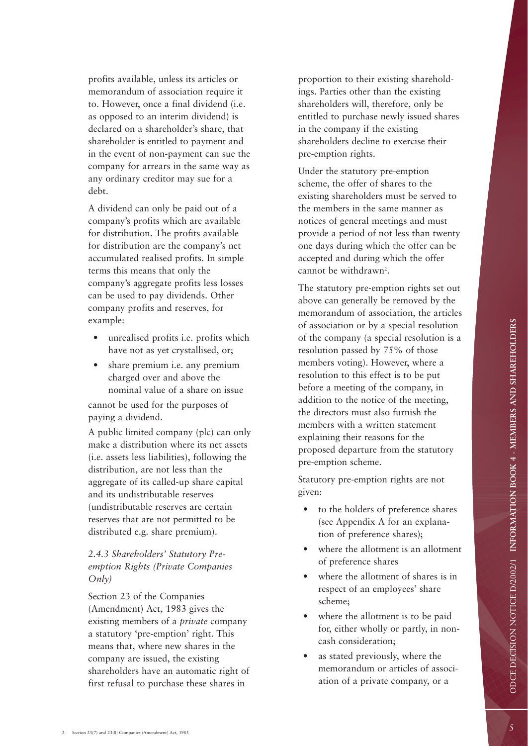profits available, unless its articles or memorandum of association require it to. However, once a final dividend (i.e. as opposed to an interim dividend) is declared on a shareholder's share, that shareholder is entitled to payment and in the event of non-payment can sue the company for arrears in the same way as any ordinary creditor may sue for a debt.

A dividend can only be paid out of a company's profits which are available for distribution. The profits available for distribution are the company's net accumulated realised profits. In simple terms this means that only the company's aggregate profits less losses can be used to pay dividends. Other company profits and reserves, for example:

- unrealised profits i.e. profits which have not as yet crystallised, or;
- share premium i.e. any premium charged over and above the nominal value of a share on issue

cannot be used for the purposes of paying a dividend.

A public limited company (plc) can only make a distribution where its net assets (i.e. assets less liabilities), following the distribution, are not less than the aggregate of its called-up share capital and its undistributable reserves (undistributable reserves are certain reserves that are not permitted to be distributed e.g. share premium).

### *2.4.3 Shareholders' Statutory Pre-emption Rights (Private Companies Only)*

Section 23 of the Companies (Amendment) Act, 1983 gives the existing members of a *private* company a statutory 'pre-emption' right. This means that, where new shares in the company are issued, the existing shareholders have an automatic right of first refusal to purchase these shares in proportion to their existing shareholdings. Parties other than the existing shareholders will, therefore, only be entitled to purchase newly issued shares in the company if the existing shareholders decline to exercise their pre-emption rights.

Under the statutory pre-emption scheme, the offer of shares to the existing shareholders must be served to the members in the same manner as notices of general meetings and must provide a period of not less than twenty one days during which the offer can be accepted and during which the offer cannot be withdrawn[2].

The statutory pre-emption rights set out above can generally be removed by the memorandum of association, the articles of association or by a special resolution of the company (a special resolution is a resolution passed by 75% of those members voting). However, where a resolution to this effect is to be put before a meeting of the company, in addition to the notice of the meeting, the directors must also furnish the members with a written statement explaining their reasons for the proposed departure from the statutory pre-emption scheme.

Statutory pre-emption rights are not given:

- to the holders of preference shares (see Appendix A for an explanation of preference shares);
- where the allotment is an allotment of preference shares
- where the allotment of shares is in respect of an employees' share scheme;
- where the allotment is to be paid for, either wholly or partly, in non-cash consideration;
- as stated previously, where the memorandum or articles of association of a private company, or a

[2] Section 23(7) and 23(8) Companies (Amendment) Act, 1983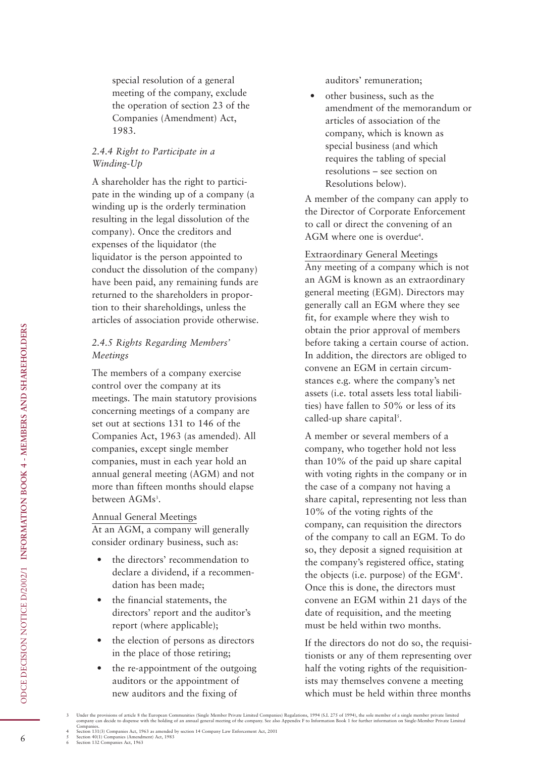special resolution of a general meeting of the company, exclude the operation of section 23 of the Companies (Amendment) Act, 1983.

### *2.4.4 Right to Participate in a Winding-Up*

A shareholder has the right to participate in the winding up of a company (a winding up is the orderly termination resulting in the legal dissolution of the company). Once the creditors and expenses of the liquidator (the liquidator is the person appointed to conduct the dissolution of the company) have been paid, any remaining funds are returned to the shareholders in proportion to their shareholdings, unless the articles of association provide otherwise.

### *2.4.5 Rights Regarding Members' Meetings*

The members of a company exercise control over the company at its meetings. The main statutory provisions concerning meetings of a company are set out at sections 131 to 146 of the Companies Act, 1963 (as amended). All companies, except single member companies, must in each year hold an annual general meeting (AGM) and not more than fifteen months should elapse between AGMs[3].

Annual General Meetings

At an AGM, a company will generally consider ordinary business, such as:

- the directors' recommendation to declare a dividend, if a recommendation has been made;
- the financial statements, the directors' report and the auditor's report (where applicable);
- the election of persons as directors in the place of those retiring;
- the re-appointment of the outgoing auditors or the appointment of new auditors and the fixing of auditors' remuneration;
- other business, such as the amendment of the memorandum or articles of association of the company, which is known as special business (and which requires the tabling of special resolutions – see section on Resolutions below).

A member of the company can apply to the Director of Corporate Enforcement to call or direct the convening of an AGM where one is overdue[4].

Extraordinary General Meetings

Any meeting of a company which is not an AGM is known as an extraordinary general meeting (EGM). Directors may generally call an EGM where they see fit, for example where they wish to obtain the prior approval of members before taking a certain course of action. In addition, the directors are obliged to convene an EGM in certain circumstances e.g. where the company's net assets (i.e. total assets less total liabilities) have fallen to 50% or less of its called-up share capital[5].

A member or several members of a company, who together hold not less than 10% of the paid up share capital with voting rights in the company or in the case of a company not having a share capital, representing not less than 10% of the voting rights of the company, can requisition the directors of the company to call an EGM. To do so, they deposit a signed requisition at the company's registered office, stating the objects (i.e. purpose) of the EGM[6]. Once this is done, the directors must convene an EGM within 21 days of the date of requisition, and the meeting must be held within two months.

If the directors do not do so, the requisitionists or any of them representing over half the voting rights of the requisitionists may themselves convene a meeting which must be held within three months

---

3 Under the provisions of article 8 the European Communities (Single Member Private Limited Companies) Regulations, 1994 (S.I. 275 of 1994), the sole member of a single member private limited company can decide to dispense with the holding of an annual general meeting of the company. See also Appendix F to Information Book 1 for further information on Single-Member Private Limited Companies.

4 Section 131(3) Companies Act, 1963 as amended by section 14 Company Law Enforcement Act, 2001

5 Section 40(1) Companies (Amendment) Act, 1983

6 Section 132 Companies Act, 1963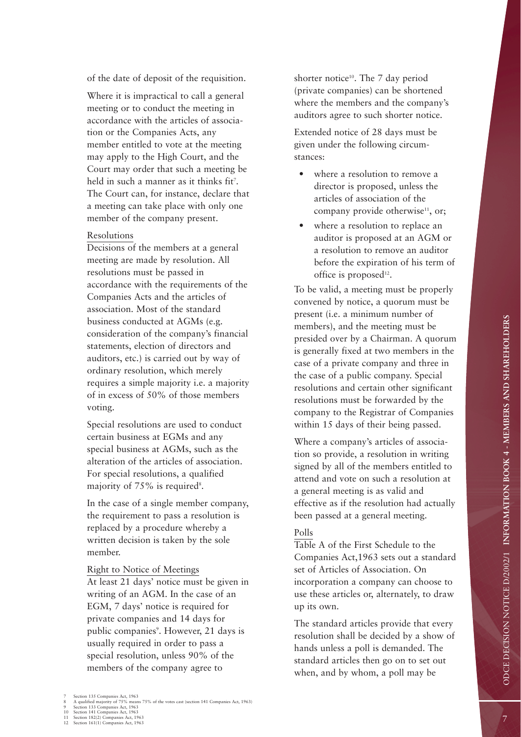of the date of deposit of the requisition.

Where it is impractical to call a general meeting or to conduct the meeting in accordance with the articles of association or the Companies Acts, any member entitled to vote at the meeting may apply to the High Court, and the Court may order that such a meeting be held in such a manner as it thinks fit[7]. The Court can, for instance, declare that a meeting can take place with only one member of the company present.

### Resolutions

Decisions of the members at a general meeting are made by resolution. All resolutions must be passed in accordance with the requirements of the Companies Acts and the articles of association. Most of the standard business conducted at AGMs (e.g. consideration of the company's financial statements, election of directors and auditors, etc.) is carried out by way of ordinary resolution, which merely requires a simple majority i.e. a majority of in excess of 50% of those members voting.

Special resolutions are used to conduct certain business at EGMs and any special business at AGMs, such as the alteration of the articles of association. For special resolutions, a qualified majority of 75% is required[8].

In the case of a single member company, the requirement to pass a resolution is replaced by a procedure whereby a written decision is taken by the sole member.

### Right to Notice of Meetings

At least 21 days' notice must be given in writing of an AGM. In the case of an EGM, 7 days' notice is required for private companies and 14 days for public companies[9]. However, 21 days is usually required in order to pass a special resolution, unless 90% of the members of the company agree to shorter notice[10]. The 7 day period (private companies) can be shortened where the members and the company's auditors agree to such shorter notice.

Extended notice of 28 days must be given under the following circumstances:

- where a resolution to remove a director is proposed, unless the articles of association of the company provide otherwise[11], or;
- where a resolution to replace an auditor is proposed at an AGM or a resolution to remove an auditor before the expiration of his term of office is proposed[12].

To be valid, a meeting must be properly convened by notice, a quorum must be present (i.e. a minimum number of members), and the meeting must be presided over by a Chairman. A quorum is generally fixed at two members in the case of a private company and three in the case of a public company. Special resolutions and certain other significant resolutions must be forwarded by the company to the Registrar of Companies within 15 days of their being passed.

Where a company's articles of association so provide, a resolution in writing signed by all of the members entitled to attend and vote on such a resolution at a general meeting is as valid and effective as if the resolution had actually been passed at a general meeting.

### Polls

Table A of the First Schedule to the Companies Act,1963 sets out a standard set of Articles of Association. On incorporation a company can choose to use these articles or, alternately, to draw up its own.

The standard articles provide that every resolution shall be decided by a show of hands unless a poll is demanded. The standard articles then go on to set out when, and by whom, a poll may be

---

7 Section 135 Companies Act, 1963

8 A qualified majority of 75% means 75% of the votes cast (section 141 Companies Act, 1963)

9 Section 133 Companies Act, 1963

10 Section 141 Companies Act, 1963

11 Section 182(2) Companies Act, 1963

12 Section 161(1) Companies Act, 1963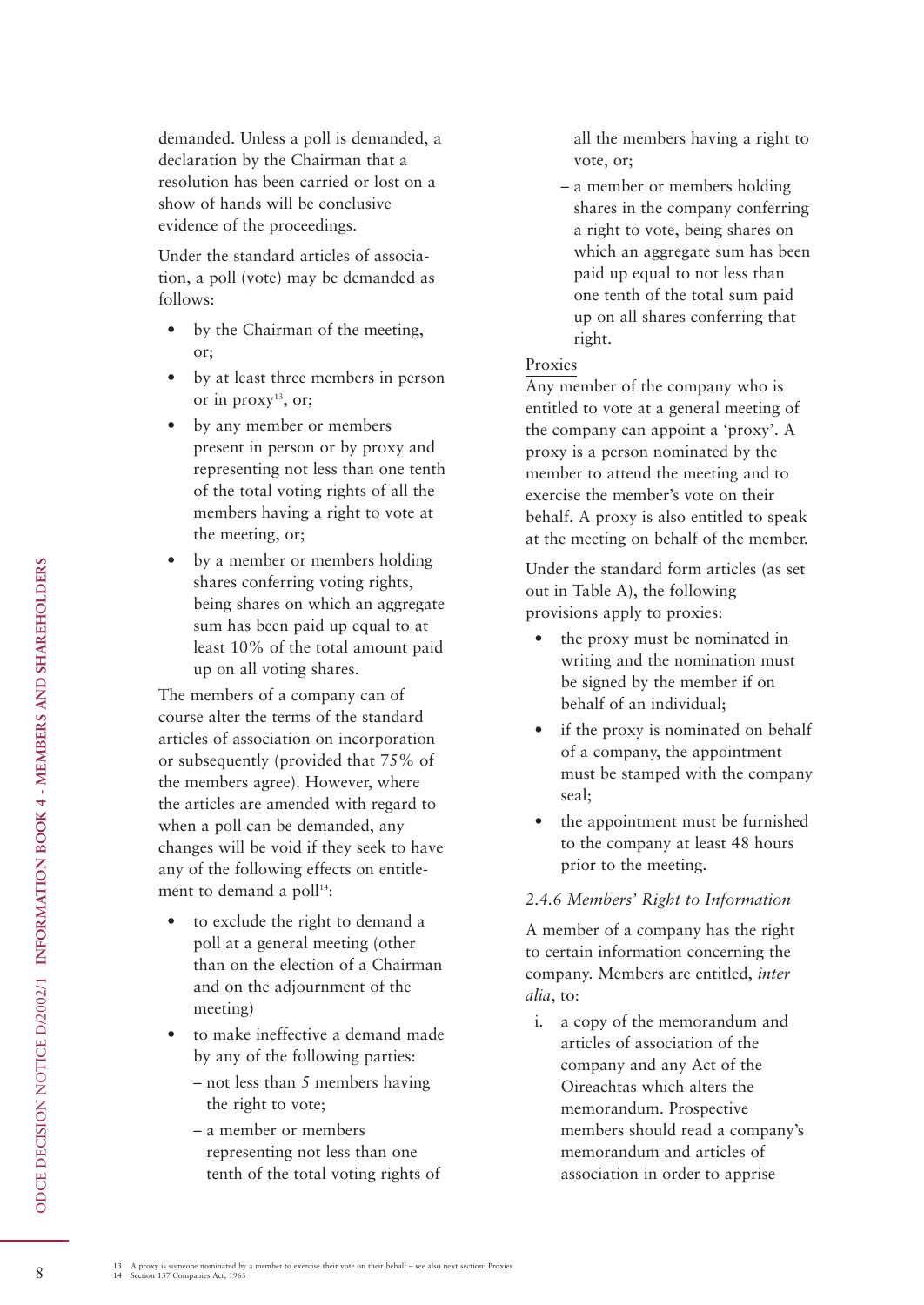demanded. Unless a poll is demanded, a declaration by the Chairman that a resolution has been carried or lost on a show of hands will be conclusive evidence of the proceedings.

Under the standard articles of association, a poll (vote) may be demanded as follows:

- by the Chairman of the meeting, or;
- by at least three members in person or in proxy[13], or;
- by any member or members present in person or by proxy and representing not less than one tenth of the total voting rights of all the members having a right to vote at the meeting, or;
- by a member or members holding shares conferring voting rights, being shares on which an aggregate sum has been paid up equal to at least 10% of the total amount paid up on all voting shares.

The members of a company can of course alter the terms of the standard articles of association on incorporation or subsequently (provided that 75% of the members agree). However, where the articles are amended with regard to when a poll can be demanded, any changes will be void if they seek to have any of the following effects on entitlement to demand a poll[14]:

- to exclude the right to demand a poll at a general meeting (other than on the election of a Chairman and on the adjournment of the meeting)
- to make ineffective a demand made by any of the following parties:
  - not less than 5 members having the right to vote;
  - a member or members representing not less than one tenth of the total voting rights of all the members having a right to vote, or;
  - a member or members holding shares in the company conferring a right to vote, being shares on which an aggregate sum has been paid up equal to not less than one tenth of the total sum paid up on all shares conferring that right.

Proxies

Any member of the company who is entitled to vote at a general meeting of the company can appoint a 'proxy'. A proxy is a person nominated by the member to attend the meeting and to exercise the member's vote on their behalf. A proxy is also entitled to speak at the meeting on behalf of the member.

Under the standard form articles (as set out in Table A), the following provisions apply to proxies:

- the proxy must be nominated in writing and the nomination must be signed by the member if on behalf of an individual;
- if the proxy is nominated on behalf of a company, the appointment must be stamped with the company seal;
- the appointment must be furnished to the company at least 48 hours prior to the meeting.

### *2.4.6 Members' Right to Information*

A member of a company has the right to certain information concerning the company. Members are entitled, *inter alia*, to:

i. a copy of the memorandum and articles of association of the company and any Act of the Oireachtas which alters the memorandum. Prospective members should read a company's memorandum and articles of association in order to apprise

[13] A proxy is someone nominated by a member to exercise their vote on their behalf – see also next section: Proxies

[14] Section 137 Companies Act, 1963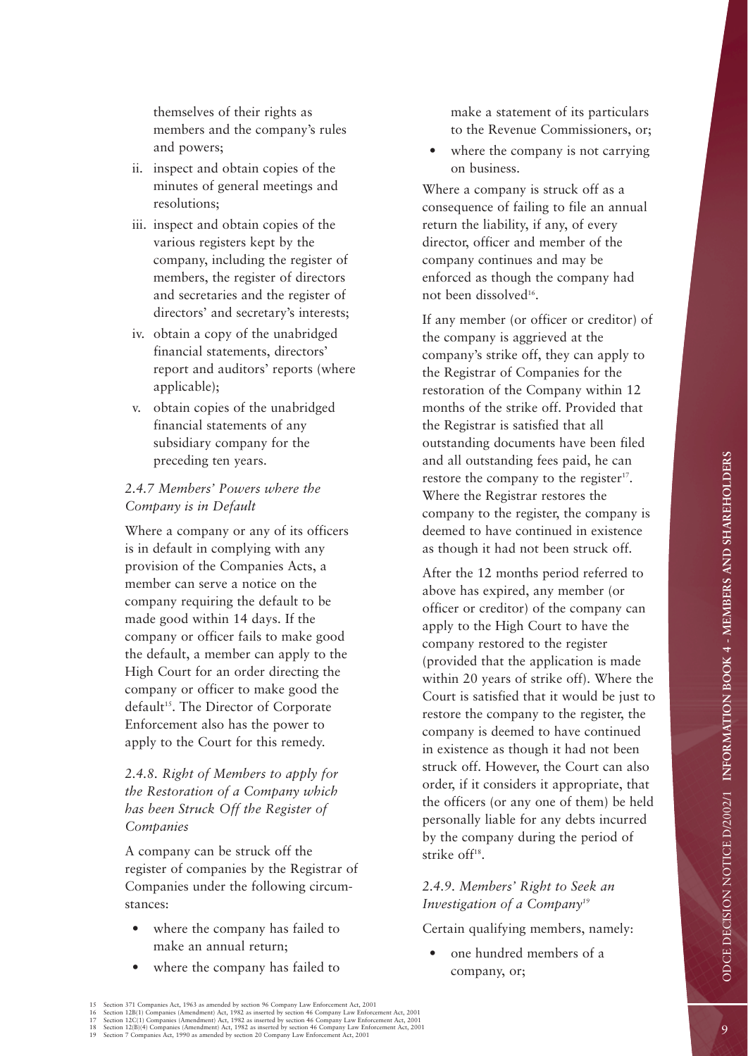themselves of their rights as members and the company's rules and powers;

ii. inspect and obtain copies of the minutes of general meetings and resolutions;

iii. inspect and obtain copies of the various registers kept by the company, including the register of members, the register of directors and secretaries and the register of directors' and secretary's interests;

iv. obtain a copy of the unabridged financial statements, directors' report and auditors' reports (where applicable);

v. obtain copies of the unabridged financial statements of any subsidiary company for the preceding ten years.

### *2.4.7 Members' Powers where the Company is in Default*

Where a company or any of its officers is in default in complying with any provision of the Companies Acts, a member can serve a notice on the company requiring the default to be made good within 14 days. If the company or officer fails to make good the default, a member can apply to the High Court for an order directing the company or officer to make good the default[15]. The Director of Corporate Enforcement also has the power to apply to the Court for this remedy.

### *2.4.8. Right of Members to apply for the Restoration of a Company which has been Struck Off the Register of Companies*

A company can be struck off the register of companies by the Registrar of Companies under the following circumstances:

- where the company has failed to make an annual return;
- where the company has failed to make a statement of its particulars to the Revenue Commissioners, or;
- where the company is not carrying on business.

Where a company is struck off as a consequence of failing to file an annual return the liability, if any, of every director, officer and member of the company continues and may be enforced as though the company had not been dissolved[16].

If any member (or officer or creditor) of the company is aggrieved at the company's strike off, they can apply to the Registrar of Companies for the restoration of the Company within 12 months of the strike off. Provided that the Registrar is satisfied that all outstanding documents have been filed and all outstanding fees paid, he can restore the company to the register[17]. Where the Registrar restores the company to the register, the company is deemed to have continued in existence as though it had not been struck off.

After the 12 months period referred to above has expired, any member (or officer or creditor) of the company can apply to the High Court to have the company restored to the register (provided that the application is made within 20 years of strike off). Where the Court is satisfied that it would be just to restore the company to the register, the company is deemed to have continued in existence as though it had not been struck off. However, the Court can also order, if it considers it appropriate, that the officers (or any one of them) be held personally liable for any debts incurred by the company during the period of strike off[18].

### *2.4.9. Members' Right to Seek an Investigation of a Company[19]*

Certain qualifying members, namely:

- one hundred members of a company, or;

---

15 Section 371 Companies Act, 1963 as amended by section 96 Company Law Enforcement Act, 2001
16 Section 12B(1) Companies (Amendment) Act, 1982 as inserted by section 46 Company Law Enforcement Act, 2001
17 Section 12C(1) Companies (Amendment) Act, 1982 as inserted by section 46 Company Law Enforcement Act, 2001
18 Section 12(B)(4) Companies (Amendment) Act, 1982 as inserted by section 46 Company Law Enforcement Act, 2001
19 Section 7 Companies Act, 1990 as amended by section 20 Company Law Enforcement Act, 2001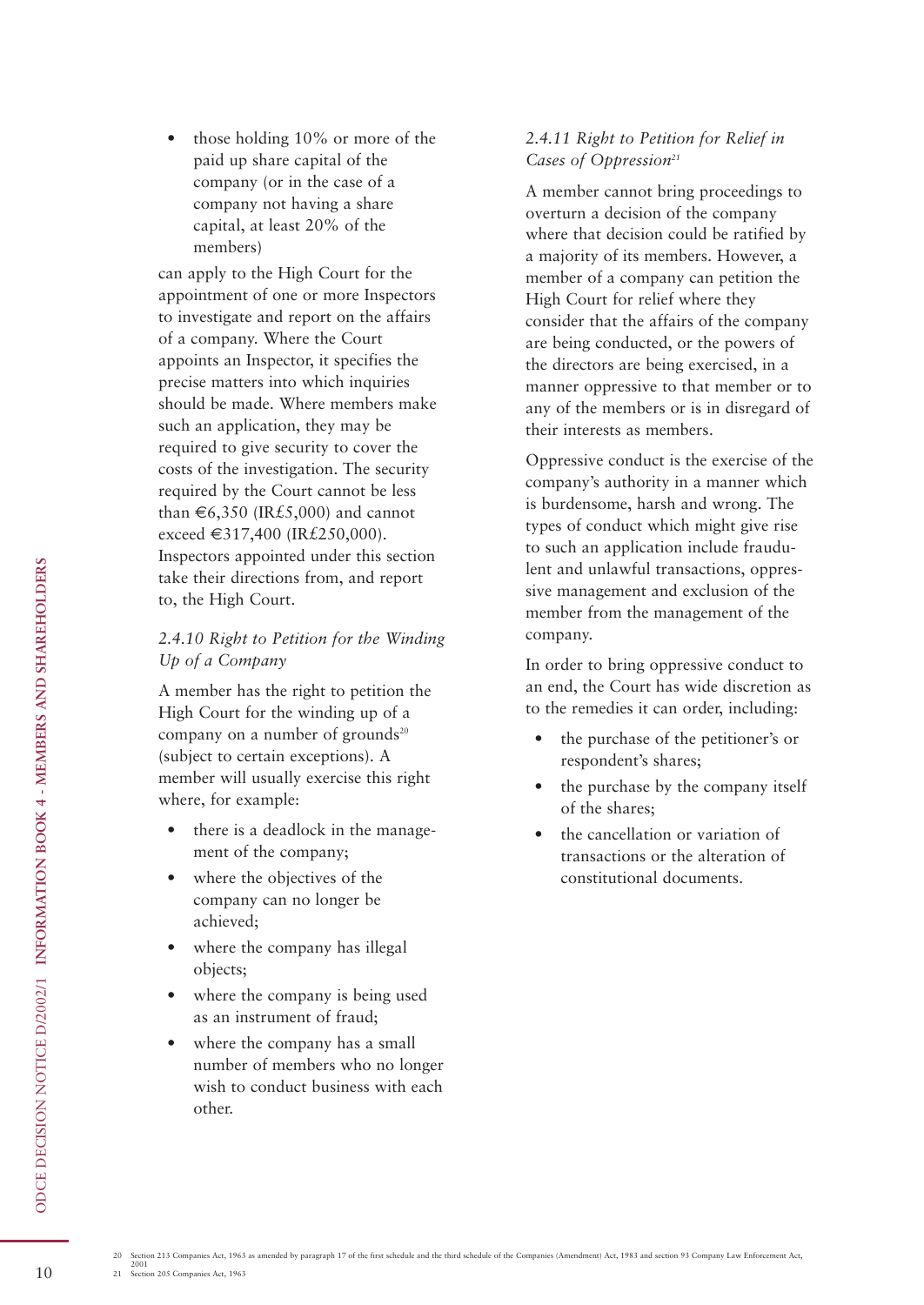- those holding 10% or more of the paid up share capital of the company (or in the case of a company not having a share capital, at least 20% of the members)

can apply to the High Court for the appointment of one or more Inspectors to investigate and report on the affairs of a company. Where the Court appoints an Inspector, it specifies the precise matters into which inquiries should be made. Where members make such an application, they may be required to give security to cover the costs of the investigation. The security required by the Court cannot be less than €6,350 (IR£5,000) and cannot exceed €317,400 (IR£250,000). Inspectors appointed under this section take their directions from, and report to, the High Court.

### *2.4.10 Right to Petition for the Winding Up of a Company*

A member has the right to petition the High Court for the winding up of a company on a number of grounds[20] (subject to certain exceptions). A member will usually exercise this right where, for example:

- there is a deadlock in the management of the company;
- where the objectives of the company can no longer be achieved;
- where the company has illegal objects;
- where the company is being used as an instrument of fraud;
- where the company has a small number of members who no longer wish to conduct business with each other.

### *2.4.11 Right to Petition for Relief in Cases of Oppression[21]*

A member cannot bring proceedings to overturn a decision of the company where that decision could be ratified by a majority of its members. However, a member of a company can petition the High Court for relief where they consider that the affairs of the company are being conducted, or the powers of the directors are being exercised, in a manner oppressive to that member or to any of the members or is in disregard of their interests as members.

Oppressive conduct is the exercise of the company's authority in a manner which is burdensome, harsh and wrong. The types of conduct which might give rise to such an application include fraudulent and unlawful transactions, oppressive management and exclusion of the member from the management of the company.

In order to bring oppressive conduct to an end, the Court has wide discretion as to the remedies it can order, including:

- the purchase of the petitioner's or respondent's shares;
- the purchase by the company itself of the shares;
- the cancellation or variation of transactions or the alteration of constitutional documents.

---

20 Section 213 Companies Act, 1963 as amended by paragraph 17 of the first schedule and the third schedule of the Companies (Amendment) Act, 1983 and section 93 Company Law Enforcement Act, 2001

21 Section 205 Companies Act, 1963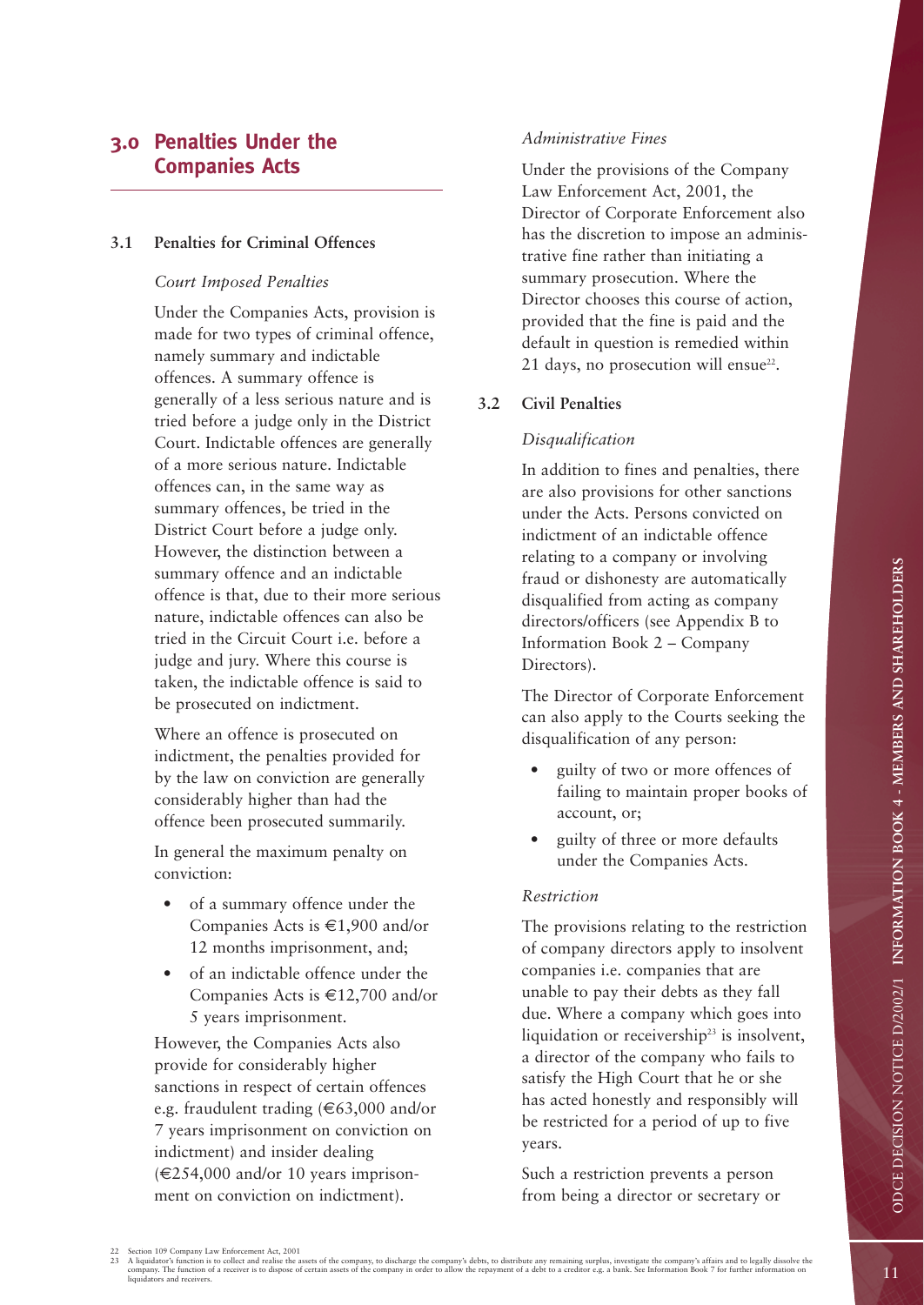## 3.0 Penalties Under the Companies Acts

### 3.1 Penalties for Criminal Offences

*Court Imposed Penalties*

Under the Companies Acts, provision is made for two types of criminal offence, namely summary and indictable offences. A summary offence is generally of a less serious nature and is tried before a judge only in the District Court. Indictable offences are generally of a more serious nature. Indictable offences can, in the same way as summary offences, be tried in the District Court before a judge only. However, the distinction between a summary offence and an indictable offence is that, due to their more serious nature, indictable offences can also be tried in the Circuit Court i.e. before a judge and jury. Where this course is taken, the indictable offence is said to be prosecuted on indictment.

Where an offence is prosecuted on indictment, the penalties provided for by the law on conviction are generally considerably higher than had the offence been prosecuted summarily.

In general the maximum penalty on conviction:

- of a summary offence under the Companies Acts is €1,900 and/or 12 months imprisonment, and;
- of an indictable offence under the Companies Acts is €12,700 and/or 5 years imprisonment.

However, the Companies Acts also provide for considerably higher sanctions in respect of certain offences e.g. fraudulent trading (€63,000 and/or 7 years imprisonment on conviction on indictment) and insider dealing (€254,000 and/or 10 years imprisonment on conviction on indictment).

*Administrative Fines*

Under the provisions of the Company Law Enforcement Act, 2001, the Director of Corporate Enforcement also has the discretion to impose an administrative fine rather than initiating a summary prosecution. Where the Director chooses this course of action, provided that the fine is paid and the default in question is remedied within 21 days, no prosecution will ensue[22].

### 3.2 Civil Penalties

*Disqualification*

In addition to fines and penalties, there are also provisions for other sanctions under the Acts. Persons convicted on indictment of an indictable offence relating to a company or involving fraud or dishonesty are automatically disqualified from acting as company directors/officers (see Appendix B to Information Book 2 – Company Directors).

The Director of Corporate Enforcement can also apply to the Courts seeking the disqualification of any person:

- guilty of two or more offences of failing to maintain proper books of account, or;
- guilty of three or more defaults under the Companies Acts.

*Restriction*

The provisions relating to the restriction of company directors apply to insolvent companies i.e. companies that are unable to pay their debts as they fall due. Where a company which goes into liquidation or receivership[23] is insolvent, a director of the company who fails to satisfy the High Court that he or she has acted honestly and responsibly will be restricted for a period of up to five years.

Such a restriction prevents a person from being a director or secretary or

---

22 Section 109 Company Law Enforcement Act, 2001

23 A liquidator's function is to collect and realise the assets of the company, to discharge the company's debts, to distribute any remaining surplus, investigate the company's affairs and to legally dissolve the company. The function of a receiver is to dispose of certain assets of the company in order to allow the repayment of a debt to a creditor e.g. a bank. See Information Book 7 for further information on liquidators and receivers.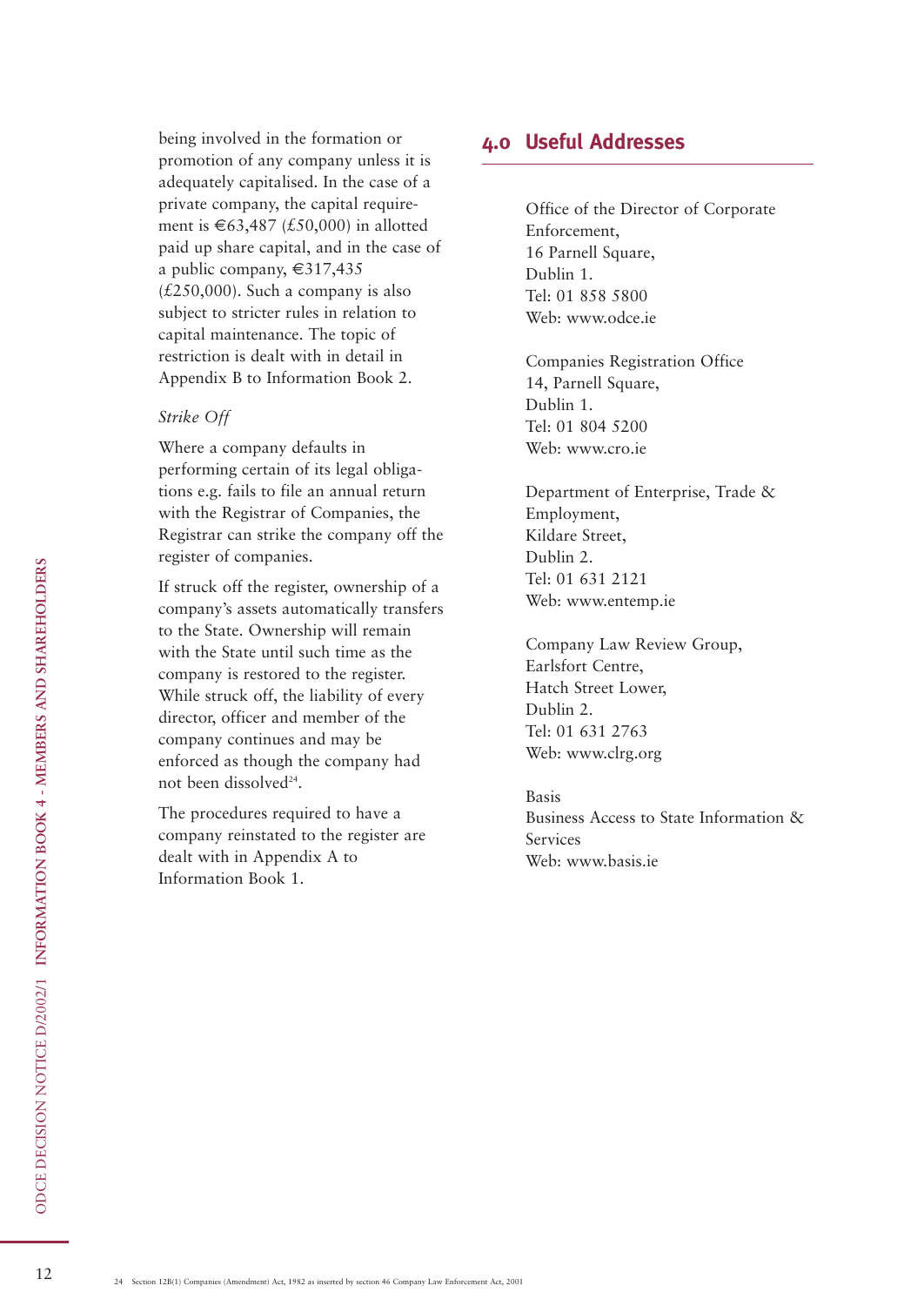being involved in the formation or promotion of any company unless it is adequately capitalised. In the case of a private company, the capital requirement is €63,487 (£50,000) in allotted paid up share capital, and in the case of a public company, €317,435 (£250,000). Such a company is also subject to stricter rules in relation to capital maintenance. The topic of restriction is dealt with in detail in Appendix B to Information Book 2.

*Strike Off*

Where a company defaults in performing certain of its legal obligations e.g. fails to file an annual return with the Registrar of Companies, the Registrar can strike the company off the register of companies.

If struck off the register, ownership of a company's assets automatically transfers to the State. Ownership will remain with the State until such time as the company is restored to the register. While struck off, the liability of every director, officer and member of the company continues and may be enforced as though the company had not been dissolved[24].

The procedures required to have a company reinstated to the register are dealt with in Appendix A to Information Book 1.

## 4.0 Useful Addresses

Office of the Director of Corporate Enforcement,
16 Parnell Square,
Dublin 1.
Tel: 01 858 5800
Web: www.odce.ie

Companies Registration Office
14, Parnell Square,
Dublin 1.
Tel: 01 804 5200
Web: www.cro.ie

Department of Enterprise, Trade & Employment,
Kildare Street,
Dublin 2.
Tel: 01 631 2121
Web: www.entemp.ie

Company Law Review Group,
Earlsfort Centre,
Hatch Street Lower,
Dublin 2.
Tel: 01 631 2763
Web: www.clrg.org

Basis
Business Access to State Information & Services
Web: www.basis.ie

24 Section 12B(1) Companies (Amendment) Act, 1982 as inserted by section 46 Company Law Enforcement Act, 2001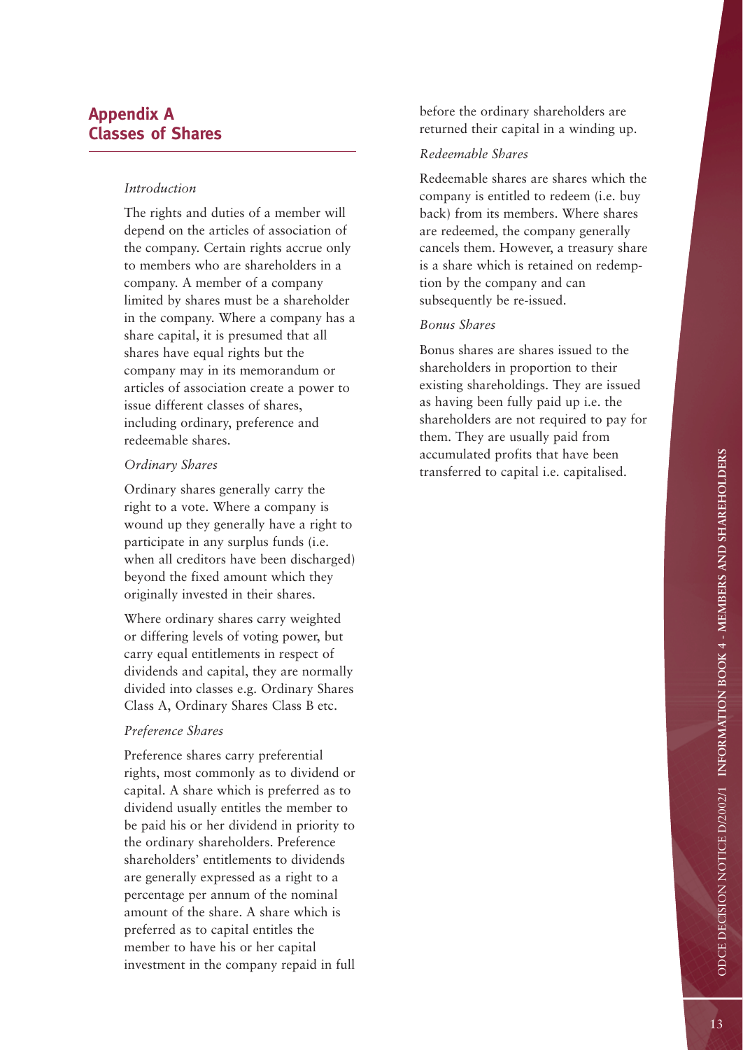## Appendix A
## Classes of Shares

*Introduction*

The rights and duties of a member will depend on the articles of association of the company. Certain rights accrue only to members who are shareholders in a company. A member of a company limited by shares must be a shareholder in the company. Where a company has a share capital, it is presumed that all shares have equal rights but the company may in its memorandum or articles of association create a power to issue different classes of shares, including ordinary, preference and redeemable shares.

*Ordinary Shares*

Ordinary shares generally carry the right to a vote. Where a company is wound up they generally have a right to participate in any surplus funds (i.e. when all creditors have been discharged) beyond the fixed amount which they originally invested in their shares.

Where ordinary shares carry weighted or differing levels of voting power, but carry equal entitlements in respect of dividends and capital, they are normally divided into classes e.g. Ordinary Shares Class A, Ordinary Shares Class B etc.

*Preference Shares*

Preference shares carry preferential rights, most commonly as to dividend or capital. A share which is preferred as to dividend usually entitles the member to be paid his or her dividend in priority to the ordinary shareholders. Preference shareholders' entitlements to dividends are generally expressed as a right to a percentage per annum of the nominal amount of the share. A share which is preferred as to capital entitles the member to have his or her capital investment in the company repaid in full before the ordinary shareholders are returned their capital in a winding up.

*Redeemable Shares*

Redeemable shares are shares which the company is entitled to redeem (i.e. buy back) from its members. Where shares are redeemed, the company generally cancels them. However, a treasury share is a share which is retained on redemption by the company and can subsequently be re-issued.

*Bonus Shares*

Bonus shares are shares issued to the shareholders in proportion to their existing shareholdings. They are issued as having been fully paid up i.e. the shareholders are not required to pay for them. They are usually paid from accumulated profits that have been transferred to capital i.e. capitalised.